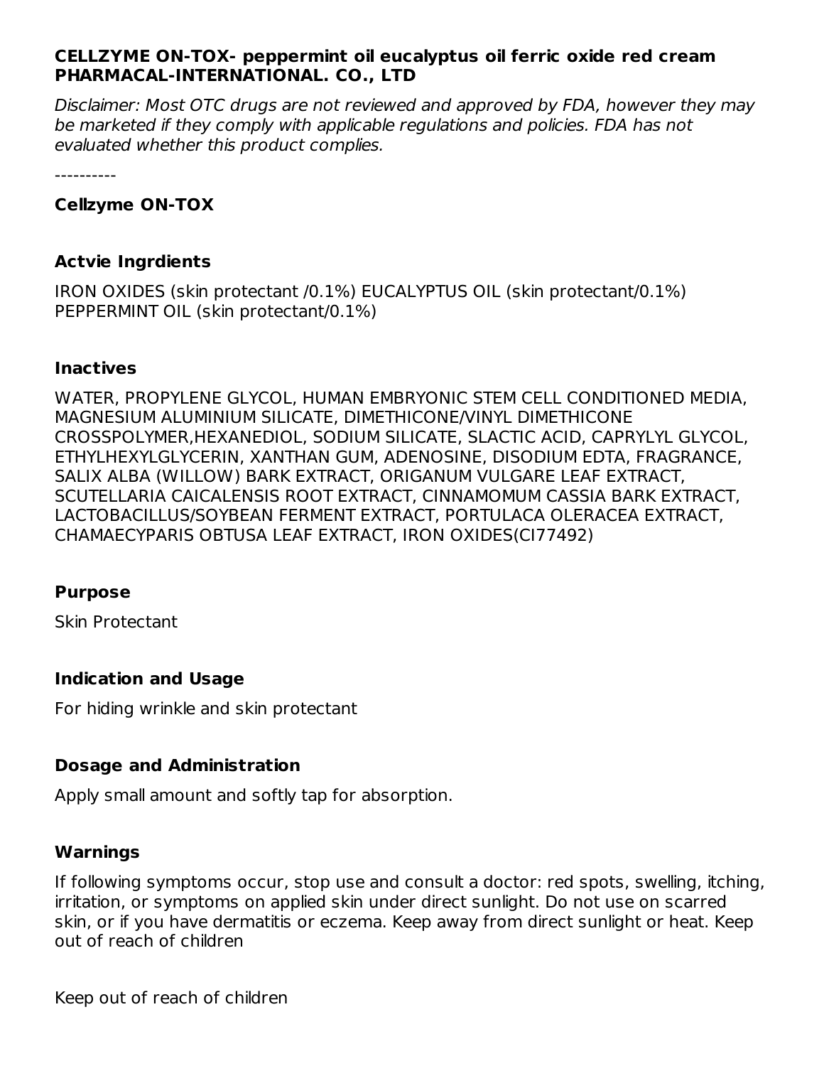**CELLZYME ON-TOX- peppermint oil eucalyptus oil ferric oxide red cream**
**PHARMACAL-INTERNATIONAL. CO., LTD**

*Disclaimer: Most OTC drugs are not reviewed and approved by FDA, however they may be marketed if they comply with applicable regulations and policies. FDA has not evaluated whether this product complies.*

----------

### Cellzyme ON-TOX

### Actvie Ingrdients

IRON OXIDES (skin protectant /0.1%) EUCALYPTUS OIL (skin protectant/0.1%) PEPPERMINT OIL (skin protectant/0.1%)

### Inactives

WATER, PROPYLENE GLYCOL, HUMAN EMBRYONIC STEM CELL CONDITIONED MEDIA, MAGNESIUM ALUMINIUM SILICATE, DIMETHICONE/VINYL DIMETHICONE CROSSPOLYMER,HEXANEDIOL, SODIUM SILICATE, SLACTIC ACID, CAPRYLYL GLYCOL, ETHYLHEXYLGLYCERIN, XANTHAN GUM, ADENOSINE, DISODIUM EDTA, FRAGRANCE, SALIX ALBA (WILLOW) BARK EXTRACT, ORIGANUM VULGARE LEAF EXTRACT, SCUTELLARIA CAICALENSIS ROOT EXTRACT, CINNAMOMUM CASSIA BARK EXTRACT, LACTOBACILLUS/SOYBEAN FERMENT EXTRACT, PORTULACA OLERACEA EXTRACT, CHAMAECYPARIS OBTUSA LEAF EXTRACT, IRON OXIDES(CI77492)

### Purpose

Skin Protectant

### Indication and Usage

For hiding wrinkle and skin protectant

### Dosage and Administration

Apply small amount and softly tap for absorption.

### Warnings

If following symptoms occur, stop use and consult a doctor: red spots, swelling, itching, irritation, or symptoms on applied skin under direct sunlight. Do not use on scarred skin, or if you have dermatitis or eczema. Keep away from direct sunlight or heat. Keep out of reach of children

Keep out of reach of children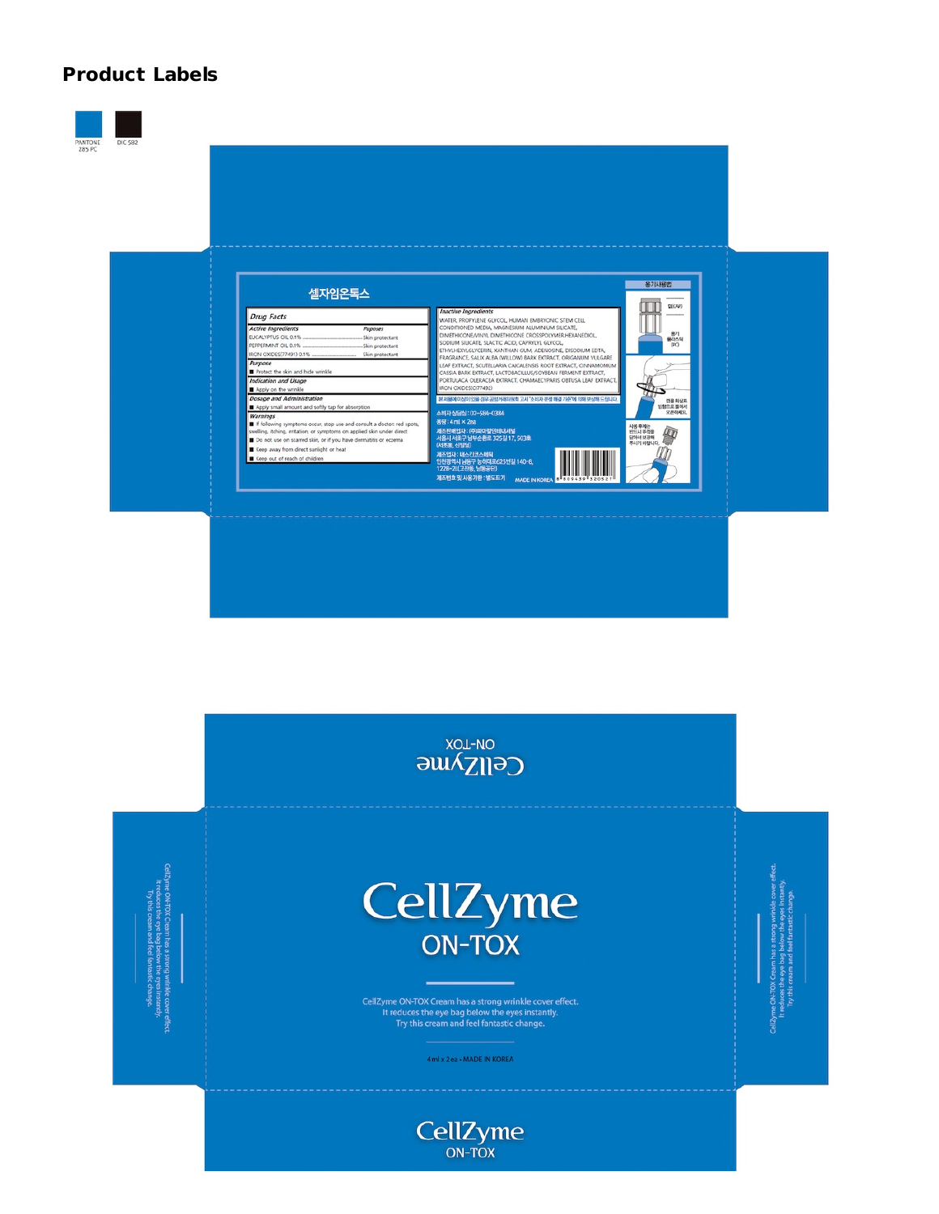## Product Labels

PANTONE 285 PC

DIC 582

셀자임온톡스

### Drug Facts

| Active Ingredients | Purposes |
|---|---|
| EUCALYPTUS OIL 0.1% | Skin protectant |
| PEPPERMINT OIL 0.1% | Skin protectant |
| IRON OXIDES(77491) 0.1% | Skin protectant |

**Purpose**

- Protect the skin and hide wrinkle

**Indication and Usage**

- Apply on the wrinkle

**Dosage and Administration**

- Apply small amount and softly tap for absorption

**Warnings**

- If following symptoms occur, stop use and consult a doctor: red spots, swelling, itching, irritation or symptoms on applied skin under direct
- Do not use on scarred skin, or if you have dermatitis or eczema
- Keep away from direct sunlight or heat
- Keep out of reach of children

**Inactive Ingredients**

WATER, PROPYLENE GLYCOL, HUMAN EMBRYONIC STEM CELL CONDITIONED MEDIA, MAGNESIUM ALUMINIUM SILICATE, DIMETHICONE/VINYL DIMETHICONE CROSSPOLYMER,HEXANEDIOL, SODIUM SILICATE, SLACTIC ACID, CAPRYLYL GLYCOL, ETHYLHEXYLGLYCERIN, XANTHAN GUM, ADENOSINE, DISODIUM EDTA, FRAGRANCE, SALIX ALBA (WILLOW) BARK EXTRACT, ORIGANUM VULGARE LEAF EXTRACT, SCUTELLARIA CAICALENSIS ROOT EXTRACT, CINNAMOMUM CASSIA BARK EXTRACT, LACTOBACILLUS/SOYBEAN FERMENT EXTRACT, PORTULACA OLERACEA EXTRACT, CHAMAECYPARIS OBTUSA LEAF EXTRACT, IRON OXIDES(CI77492)

본 제품에 이상이 있을 경우 공정거래위원회 고시 "소비자 분쟁 해결 기준"에 의해 보상해 드립니다.

소비자 상담실 : 02-584-4384

용량 : 4ml x 2ea

제조판매업자 : (주)파마랩인터내셔널
서울시 서초구 남부순환로 325길 17, 503호 (서초동, 신일빌딩)

제조업자 : 네스킨코스메틱
인천광역시 남동구 능허대로625번길 140-6, 1228-2L(고잔동, 남동공단)

제조번호 및 사용기한 : 별도표기

MADE IN KOREA

8 809439 320521

용기사용법

캡(CAP)

용기 플라스틱 (PC)

캡을 화살표 방향으로 돌려서 오픈하세요.

사용 후에는 반드시 캡을 닫아서 보관해 주시기 바랍니다.

CellZyme ON-TOX

# CellZyme

## ON-TOX

CellZyme ON-TOX Cream has a strong wrinkle cover effect.
It reduces the eye bag below the eyes instantly.
Try this cream and feel fantastic change.

4 ml x 2 ea • MADE IN KOREA

CellZyme ON-TOX Cream has a strong wrinkle cover effect.
It reduces the eye bag below the eyes instantly.
Try this cream and feel fantastic change.

CellZyme ON-TOX Cream has a strong wrinkle cover effect.
It reduces the eye bag below the eyes instantly.
Try this cream and feel fantastic change.

CellZyme ON-TOX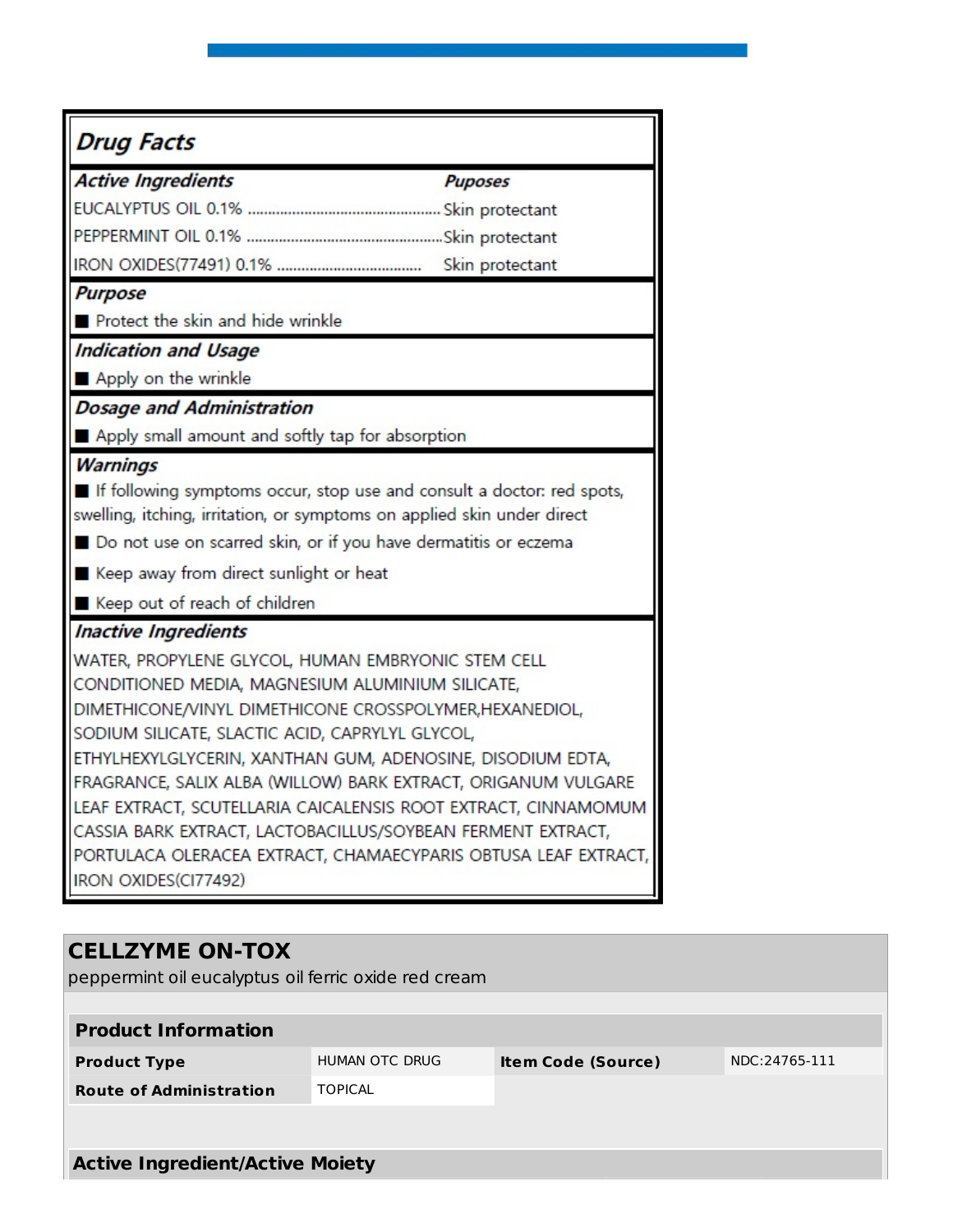## Drug Facts

### Active Ingredients

| Active Ingredients | Puposes |
|---|---|
| EUCALYPTUS OIL 0.1% | Skin protectant |
| PEPPERMINT OIL 0.1% | Skin protectant |
| IRON OXIDES(77491) 0.1% | Skin protectant |

### Purpose

- Protect the skin and hide wrinkle

### Indication and Usage

- Apply on the wrinkle

### Dosage and Administration

- Apply small amount and softly tap for absorption

### Warnings

- If following symptoms occur, stop use and consult a doctor: red spots, swelling, itching, irritation, or symptoms on applied skin under direct
- Do not use on scarred skin, or if you have dermatitis or eczema
- Keep away from direct sunlight or heat
- Keep out of reach of children

### Inactive Ingredients

WATER, PROPYLENE GLYCOL, HUMAN EMBRYONIC STEM CELL CONDITIONED MEDIA, MAGNESIUM ALUMINIUM SILICATE, DIMETHICONE/VINYL DIMETHICONE CROSSPOLYMER,HEXANEDIOL, SODIUM SILICATE, SLACTIC ACID, CAPRYLYL GLYCOL, ETHYLHEXYLGLYCERIN, XANTHAN GUM, ADENOSINE, DISODIUM EDTA, FRAGRANCE, SALIX ALBA (WILLOW) BARK EXTRACT, ORIGANUM VULGARE LEAF EXTRACT, SCUTELLARIA CAICALENSIS ROOT EXTRACT, CINNAMOMUM CASSIA BARK EXTRACT, LACTOBACILLUS/SOYBEAN FERMENT EXTRACT, PORTULACA OLERACEA EXTRACT, CHAMAECYPARIS OBTUSA LEAF EXTRACT, IRON OXIDES(CI77492)

## CELLZYME ON-TOX

peppermint oil eucalyptus oil ferric oxide red cream

| Product Information | | | |
|---|---|---|---|
| **Product Type** | HUMAN OTC DRUG | **Item Code (Source)** | NDC:24765-111 |
| **Route of Administration** | TOPICAL | | |

| Active Ingredient/Active Moiety |
|---|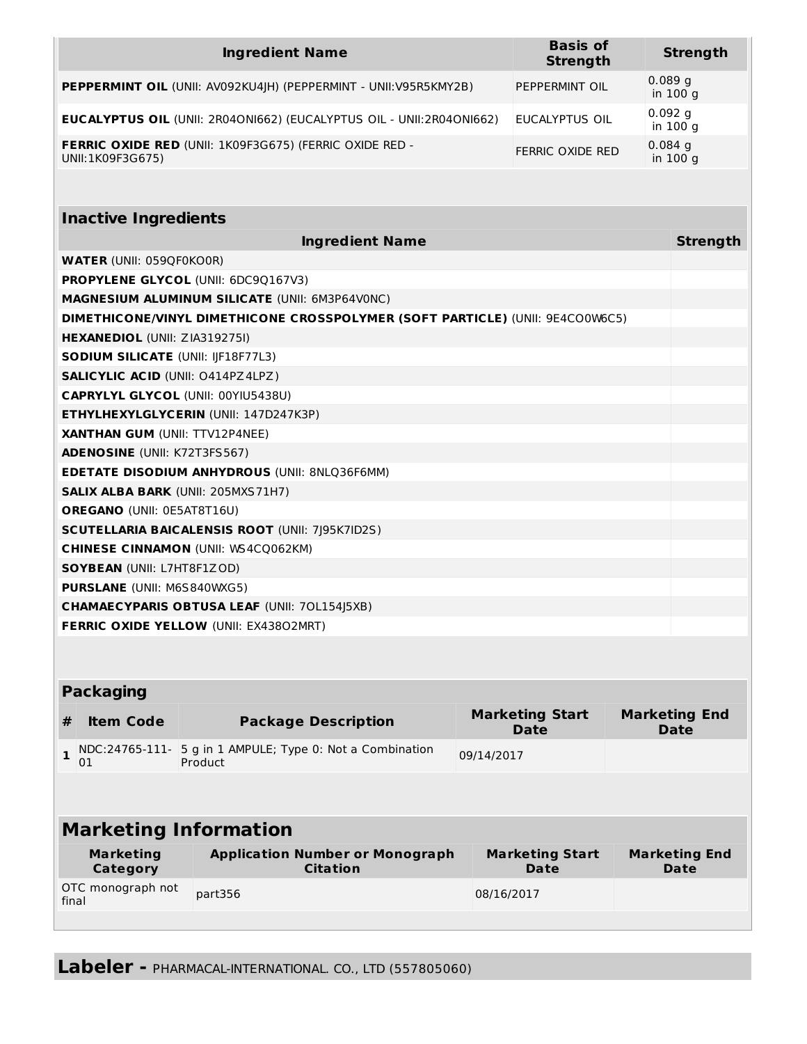| Ingredient Name | Basis of Strength | Strength |
|---|---|---|
| **PEPPERMINT OIL** (UNII: AV092KU4JH) (PEPPERMINT - UNII:V95R5KMY2B) | PEPPERMINT OIL | 0.089 g in 100 g |
| **EUCALYPTUS OIL** (UNII: 2R04ONI662) (EUCALYPTUS OIL - UNII:2R04ONI662) | EUCALYPTUS OIL | 0.092 g in 100 g |
| **FERRIC OXIDE RED** (UNII: 1K09F3G675) (FERRIC OXIDE RED - UNII:1K09F3G675) | FERRIC OXIDE RED | 0.084 g in 100 g |

## Inactive Ingredients

| Ingredient Name | Strength |
|---|---|
| **WATER** (UNII: 059QF0KO0R) | |
| **PROPYLENE GLYCOL** (UNII: 6DC9Q167V3) | |
| **MAGNESIUM ALUMINUM SILICATE** (UNII: 6M3P64V0NC) | |
| **DIMETHICONE/VINYL DIMETHICONE CROSSPOLYMER (SOFT PARTICLE)** (UNII: 9E4CO0W6C5) | |
| **HEXANEDIOL** (UNII: ZIA319275I) | |
| **SODIUM SILICATE** (UNII: IJF18F77L3) | |
| **SALICYLIC ACID** (UNII: O414PZ4LPZ) | |
| **CAPRYLYL GLYCOL** (UNII: 00YIU5438U) | |
| **ETHYLHEXYLGLYCERIN** (UNII: 147D247K3P) | |
| **XANTHAN GUM** (UNII: TTV12P4NEE) | |
| **ADENOSINE** (UNII: K72T3FS567) | |
| **EDETATE DISODIUM ANHYDROUS** (UNII: 8NLQ36F6MM) | |
| **SALIX ALBA BARK** (UNII: 205MXS71H7) | |
| **OREGANO** (UNII: 0E5AT8T16U) | |
| **SCUTELLARIA BAICALENSIS ROOT** (UNII: 7J95K7ID2S) | |
| **CHINESE CINNAMON** (UNII: WS4CQ062KM) | |
| **SOYBEAN** (UNII: L7HT8F1ZOD) | |
| **PURSLANE** (UNII: M6S840WXG5) | |
| **CHAMAECYPARIS OBTUSA LEAF** (UNII: 7OL154J5XB) | |
| **FERRIC OXIDE YELLOW** (UNII: EX438O2MRT) | |

## Packaging

| # | Item Code | Package Description | Marketing Start Date | Marketing End Date |
|---|---|---|---|---|
| 1 | NDC:24765-111-01 | 5 g in 1 AMPULE; Type 0: Not a Combination Product | 09/14/2017 | |

## Marketing Information

| Marketing Category | Application Number or Monograph Citation | Marketing Start Date | Marketing End Date |
|---|---|---|---|
| OTC monograph not final | part356 | 08/16/2017 | |

**Labeler -** PHARMACAL-INTERNATIONAL. CO., LTD (557805060)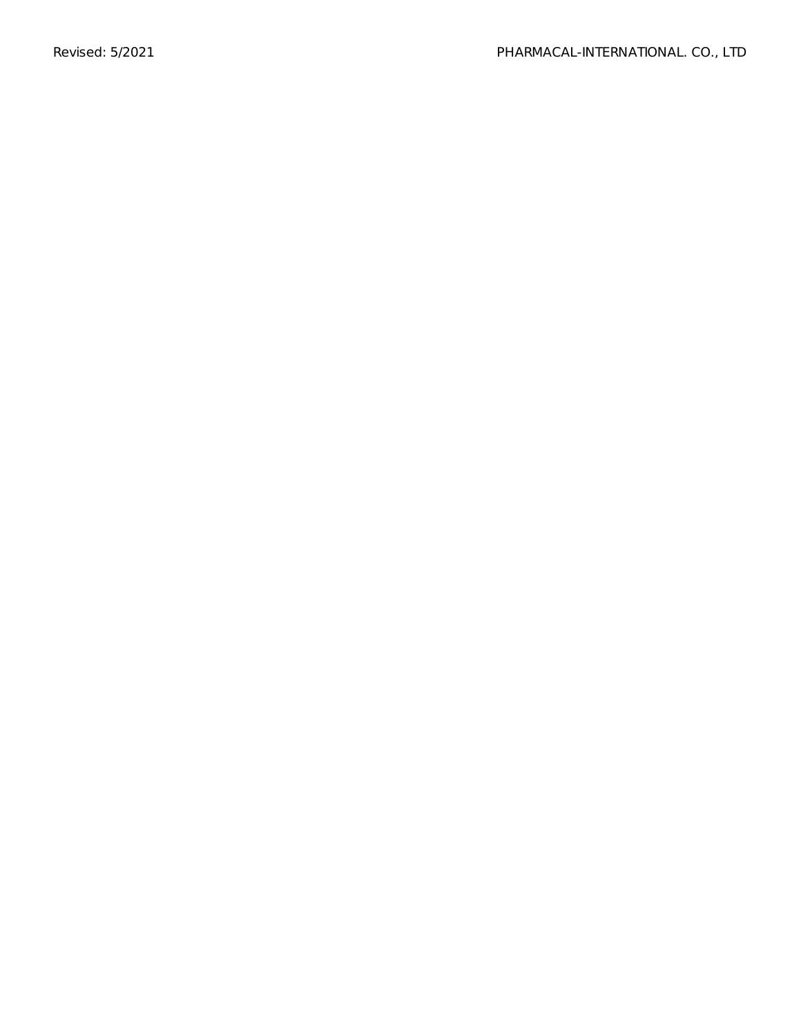Revised: 5/2021

PHARMACAL-INTERNATIONAL. CO., LTD